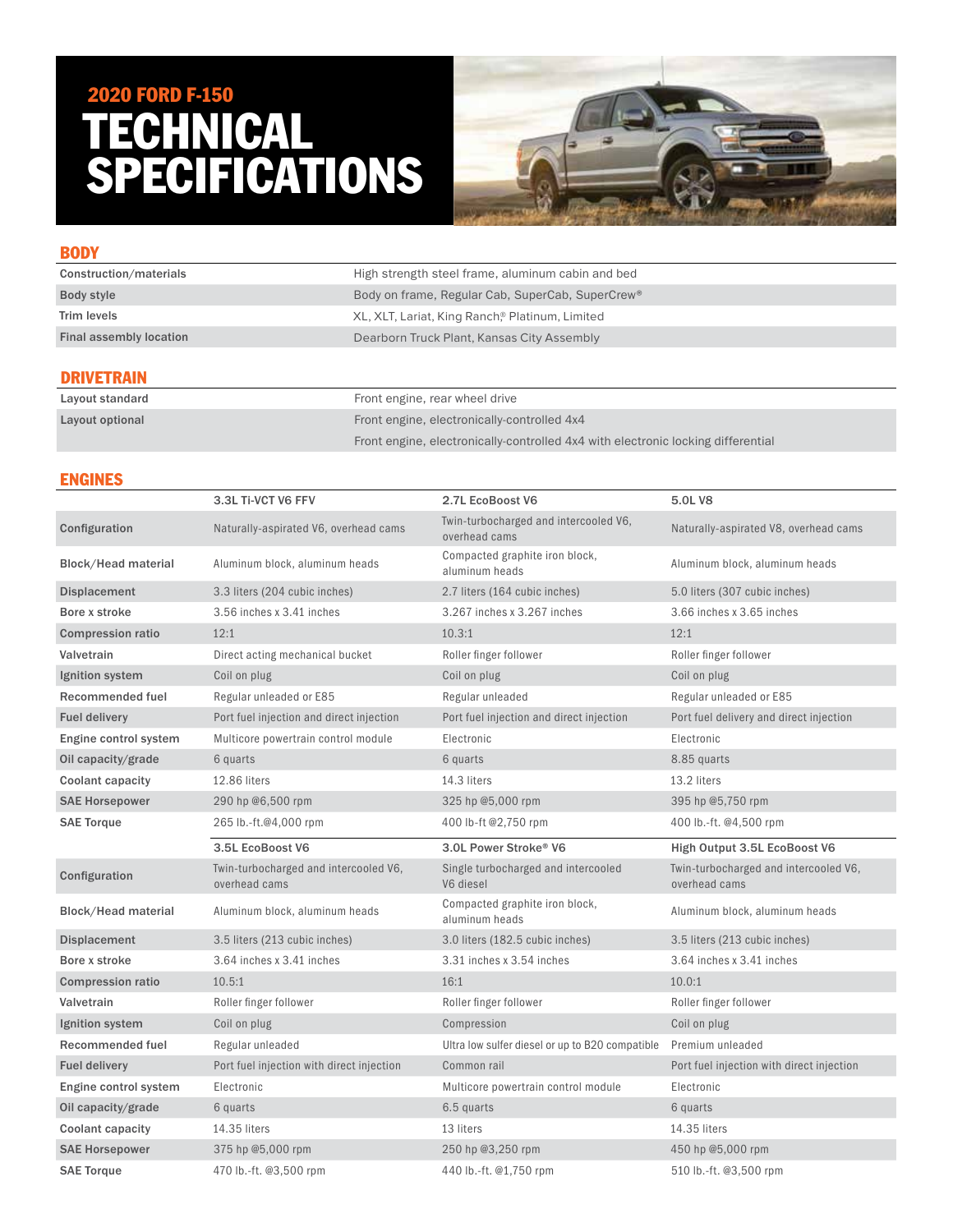## 2020 FORD F-150

# TECHNICAL SPECIFICATIONS

## BODY

| | |
|---|---|
| Construction/materials | High strength steel frame, aluminum cabin and bed |
| Body style | Body on frame, Regular Cab, SuperCab, SuperCrew® |
| Trim levels | XL, XLT, Lariat, King Ranch,® Platinum, Limited |
| Final assembly location | Dearborn Truck Plant, Kansas City Assembly |

## DRIVETRAIN

| | |
|---|---|
| Layout standard | Front engine, rear wheel drive |
| Layout optional | Front engine, electronically-controlled 4x4 |
| | Front engine, electronically-controlled 4x4 with electronic locking differential |

## ENGINES

| | 3.3L Ti-VCT V6 FFV | 2.7L EcoBoost V6 | 5.0L V8 |
|---|---|---|---|
| Configuration | Naturally-aspirated V6, overhead cams | Twin-turbocharged and intercooled V6, overhead cams | Naturally-aspirated V8, overhead cams |
| Block/Head material | Aluminum block, aluminum heads | Compacted graphite iron block, aluminum heads | Aluminum block, aluminum heads |
| Displacement | 3.3 liters (204 cubic inches) | 2.7 liters (164 cubic inches) | 5.0 liters (307 cubic inches) |
| Bore x stroke | 3.56 inches x 3.41 inches | 3.267 inches x 3.267 inches | 3.66 inches x 3.65 inches |
| Compression ratio | 12:1 | 10.3:1 | 12:1 |
| Valvetrain | Direct acting mechanical bucket | Roller finger follower | Roller finger follower |
| Ignition system | Coil on plug | Coil on plug | Coil on plug |
| Recommended fuel | Regular unleaded or E85 | Regular unleaded | Regular unleaded or E85 |
| Fuel delivery | Port fuel injection and direct injection | Port fuel injection and direct injection | Port fuel delivery and direct injection |
| Engine control system | Multicore powertrain control module | Electronic | Electronic |
| Oil capacity/grade | 6 quarts | 6 quarts | 8.85 quarts |
| Coolant capacity | 12.86 liters | 14.3 liters | 13.2 liters |
| SAE Horsepower | 290 hp @6,500 rpm | 325 hp @5,000 rpm | 395 hp @5,750 rpm |
| SAE Torque | 265 lb.-ft.@4,000 rpm | 400 lb-ft @2,750 rpm | 400 lb.-ft. @4,500 rpm |

| | 3.5L EcoBoost V6 | 3.0L Power Stroke® V6 | High Output 3.5L EcoBoost V6 |
|---|---|---|---|
| Configuration | Twin-turbocharged and intercooled V6, overhead cams | Single turbocharged and intercooled V6 diesel | Twin-turbocharged and intercooled V6, overhead cams |
| Block/Head material | Aluminum block, aluminum heads | Compacted graphite iron block, aluminum heads | Aluminum block, aluminum heads |
| Displacement | 3.5 liters (213 cubic inches) | 3.0 liters (182.5 cubic inches) | 3.5 liters (213 cubic inches) |
| Bore x stroke | 3.64 inches x 3.41 inches | 3.31 inches x 3.54 inches | 3.64 inches x 3.41 inches |
| Compression ratio | 10.5:1 | 16:1 | 10.0:1 |
| Valvetrain | Roller finger follower | Roller finger follower | Roller finger follower |
| Ignition system | Coil on plug | Compression | Coil on plug |
| Recommended fuel | Regular unleaded | Ultra low sulfer diesel or up to B20 compatible | Premium unleaded |
| Fuel delivery | Port fuel injection with direct injection | Common rail | Port fuel injection with direct injection |
| Engine control system | Electronic | Multicore powertrain control module | Electronic |
| Oil capacity/grade | 6 quarts | 6.5 quarts | 6 quarts |
| Coolant capacity | 14.35 liters | 13 liters | 14.35 liters |
| SAE Horsepower | 375 hp @5,000 rpm | 250 hp @3,250 rpm | 450 hp @5,000 rpm |
| SAE Torque | 470 lb.-ft. @3,500 rpm | 440 lb.-ft. @1,750 rpm | 510 lb.-ft. @3,500 rpm |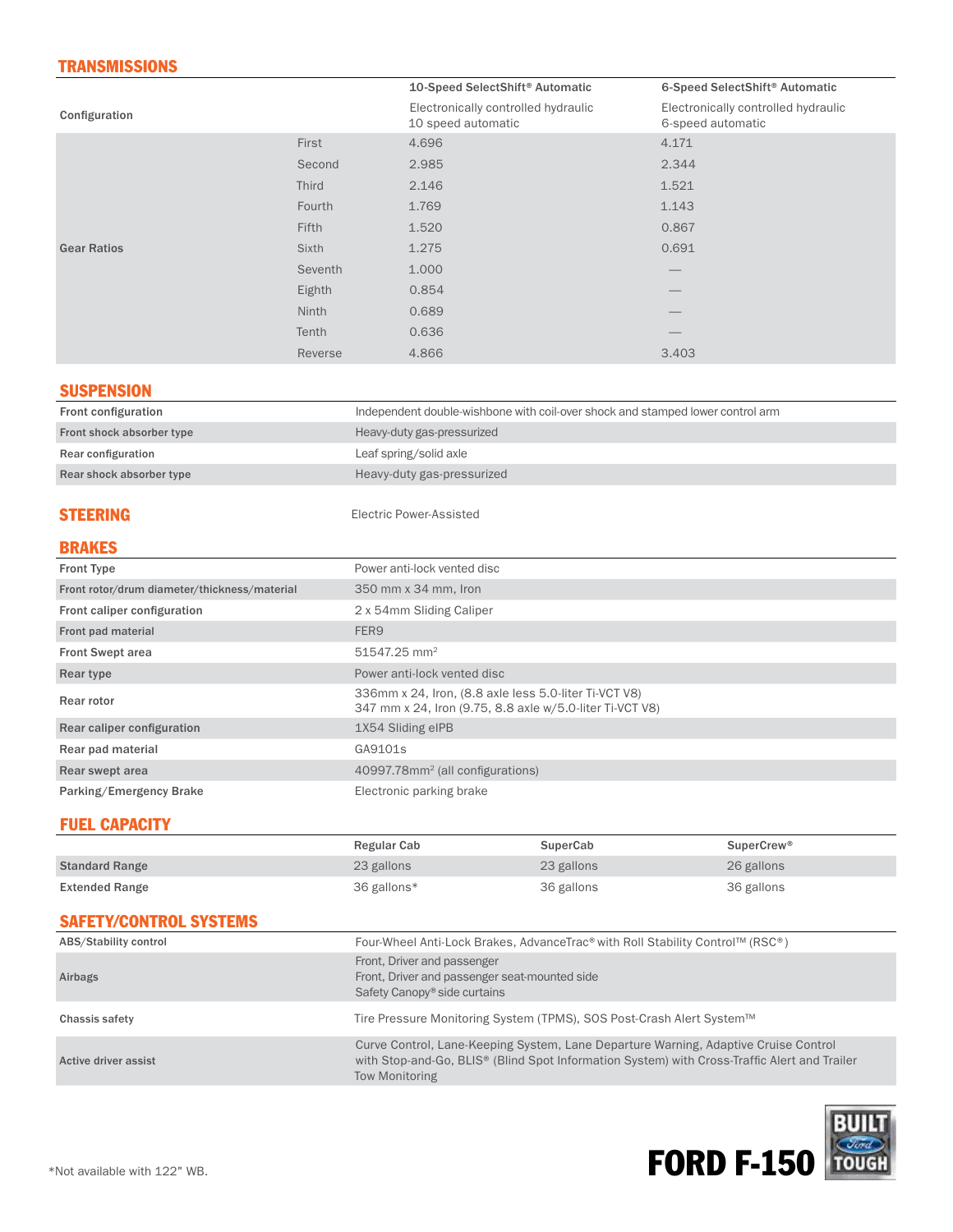## TRANSMISSIONS

| | | 10-Speed SelectShift® Automatic | 6-Speed SelectShift® Automatic |
|---|---|---|---|
| Configuration | | Electronically controlled hydraulic 10 speed automatic | Electronically controlled hydraulic 6-speed automatic |
| Gear Ratios | First | 4.696 | 4.171 |
| | Second | 2.985 | 2.344 |
| | Third | 2.146 | 1.521 |
| | Fourth | 1.769 | 1.143 |
| | Fifth | 1.520 | 0.867 |
| | Sixth | 1.275 | 0.691 |
| | Seventh | 1.000 | — |
| | Eighth | 0.854 | — |
| | Ninth | 0.689 | — |
| | Tenth | 0.636 | — |
| | Reverse | 4.866 | 3.403 |

## SUSPENSION

| | |
|---|---|
| Front configuration | Independent double-wishbone with coil-over shock and stamped lower control arm |
| Front shock absorber type | Heavy-duty gas-pressurized |
| Rear configuration | Leaf spring/solid axle |
| Rear shock absorber type | Heavy-duty gas-pressurized |

## STEERING

Electric Power-Assisted

## BRAKES

| | |
|---|---|
| Front Type | Power anti-lock vented disc |
| Front rotor/drum diameter/thickness/material | 350 mm x 34 mm, Iron |
| Front caliper configuration | 2 x 54mm Sliding Caliper |
| Front pad material | FER9 |
| Front Swept area | 51547.25 mm² |
| Rear type | Power anti-lock vented disc |
| Rear rotor | 336mm x 24, Iron, (8.8 axle less 5.0-liter Ti-VCT V8)<br>347 mm x 24, Iron (9.75, 8.8 axle w/5.0-liter Ti-VCT V8) |
| Rear caliper configuration | 1X54 Sliding eIPB |
| Rear pad material | GA9101s |
| Rear swept area | 40997.78mm² (all configurations) |
| Parking/Emergency Brake | Electronic parking brake |

## FUEL CAPACITY

| | Regular Cab | SuperCab | SuperCrew® |
|---|---|---|---|
| Standard Range | 23 gallons | 23 gallons | 26 gallons |
| Extended Range | 36 gallons* | 36 gallons | 36 gallons |

## SAFETY/CONTROL SYSTEMS

| | |
|---|---|
| ABS/Stability control | Four-Wheel Anti-Lock Brakes, AdvanceTrac® with Roll Stability Control™ (RSC®) |
| Airbags | Front, Driver and passenger<br>Front, Driver and passenger seat-mounted side<br>Safety Canopy® side curtains |
| Chassis safety | Tire Pressure Monitoring System (TPMS), SOS Post-Crash Alert System™ |
| Active driver assist | Curve Control, Lane-Keeping System, Lane Departure Warning, Adaptive Cruise Control with Stop-and-Go, BLIS® (Blind Spot Information System) with Cross-Traffic Alert and Trailer Tow Monitoring |

*Not available with 122" WB.

FORD F-150 BUILT Ford TOUGH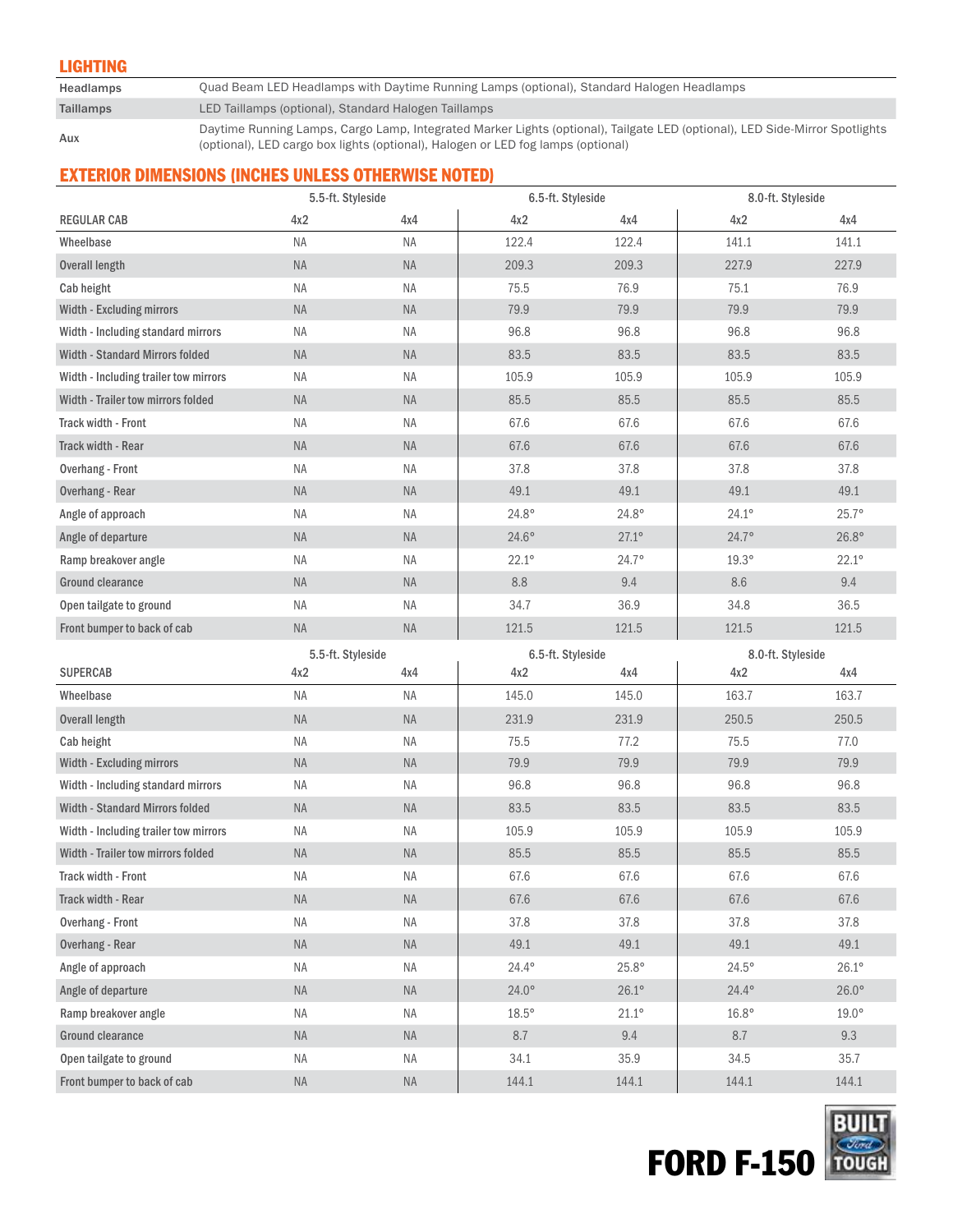## LIGHTING

| | |
|---|---|
| Headlamps | Quad Beam LED Headlamps with Daytime Running Lamps (optional), Standard Halogen Headlamps |
| Taillamps | LED Taillamps (optional), Standard Halogen Taillamps |
| Aux | Daytime Running Lamps, Cargo Lamp, Integrated Marker Lights (optional), Tailgate LED (optional), LED Side-Mirror Spotlights (optional), LED cargo box lights (optional), Halogen or LED fog lamps (optional) |

## EXTERIOR DIMENSIONS (INCHES UNLESS OTHERWISE NOTED)

| | 5.5-ft. Styleside | | 6.5-ft. Styleside | | 8.0-ft. Styleside | |
|---|---|---|---|---|---|---|
| REGULAR CAB | 4x2 | 4x4 | 4x2 | 4x4 | 4x2 | 4x4 |
| Wheelbase | NA | NA | 122.4 | 122.4 | 141.1 | 141.1 |
| Overall length | NA | NA | 209.3 | 209.3 | 227.9 | 227.9 |
| Cab height | NA | NA | 75.5 | 76.9 | 75.1 | 76.9 |
| Width - Excluding mirrors | NA | NA | 79.9 | 79.9 | 79.9 | 79.9 |
| Width - Including standard mirrors | NA | NA | 96.8 | 96.8 | 96.8 | 96.8 |
| Width - Standard Mirrors folded | NA | NA | 83.5 | 83.5 | 83.5 | 83.5 |
| Width - Including trailer tow mirrors | NA | NA | 105.9 | 105.9 | 105.9 | 105.9 |
| Width - Trailer tow mirrors folded | NA | NA | 85.5 | 85.5 | 85.5 | 85.5 |
| Track width - Front | NA | NA | 67.6 | 67.6 | 67.6 | 67.6 |
| Track width - Rear | NA | NA | 67.6 | 67.6 | 67.6 | 67.6 |
| Overhang - Front | NA | NA | 37.8 | 37.8 | 37.8 | 37.8 |
| Overhang - Rear | NA | NA | 49.1 | 49.1 | 49.1 | 49.1 |
| Angle of approach | NA | NA | 24.8° | 24.8° | 24.1° | 25.7° |
| Angle of departure | NA | NA | 24.6° | 27.1° | 24.7° | 26.8° |
| Ramp breakover angle | NA | NA | 22.1° | 24.7° | 19.3° | 22.1° |
| Ground clearance | NA | NA | 8.8 | 9.4 | 8.6 | 9.4 |
| Open tailgate to ground | NA | NA | 34.7 | 36.9 | 34.8 | 36.5 |
| Front bumper to back of cab | NA | NA | 121.5 | 121.5 | 121.5 | 121.5 |

| | 5.5-ft. Styleside | | 6.5-ft. Styleside | | 8.0-ft. Styleside | |
|---|---|---|---|---|---|---|
| SUPERCAB | 4x2 | 4x4 | 4x2 | 4x4 | 4x2 | 4x4 |
| Wheelbase | NA | NA | 145.0 | 145.0 | 163.7 | 163.7 |
| Overall length | NA | NA | 231.9 | 231.9 | 250.5 | 250.5 |
| Cab height | NA | NA | 75.5 | 77.2 | 75.5 | 77.0 |
| Width - Excluding mirrors | NA | NA | 79.9 | 79.9 | 79.9 | 79.9 |
| Width - Including standard mirrors | NA | NA | 96.8 | 96.8 | 96.8 | 96.8 |
| Width - Standard Mirrors folded | NA | NA | 83.5 | 83.5 | 83.5 | 83.5 |
| Width - Including trailer tow mirrors | NA | NA | 105.9 | 105.9 | 105.9 | 105.9 |
| Width - Trailer tow mirrors folded | NA | NA | 85.5 | 85.5 | 85.5 | 85.5 |
| Track width - Front | NA | NA | 67.6 | 67.6 | 67.6 | 67.6 |
| Track width - Rear | NA | NA | 67.6 | 67.6 | 67.6 | 67.6 |
| Overhang - Front | NA | NA | 37.8 | 37.8 | 37.8 | 37.8 |
| Overhang - Rear | NA | NA | 49.1 | 49.1 | 49.1 | 49.1 |
| Angle of approach | NA | NA | 24.4° | 25.8° | 24.5° | 26.1° |
| Angle of departure | NA | NA | 24.0° | 26.1° | 24.4° | 26.0° |
| Ramp breakover angle | NA | NA | 18.5° | 21.1° | 16.8° | 19.0° |
| Ground clearance | NA | NA | 8.7 | 9.4 | 8.7 | 9.3 |
| Open tailgate to ground | NA | NA | 34.1 | 35.9 | 34.5 | 35.7 |
| Front bumper to back of cab | NA | NA | 144.1 | 144.1 | 144.1 | 144.1 |

FORD F-150 BUILT Ford TOUGH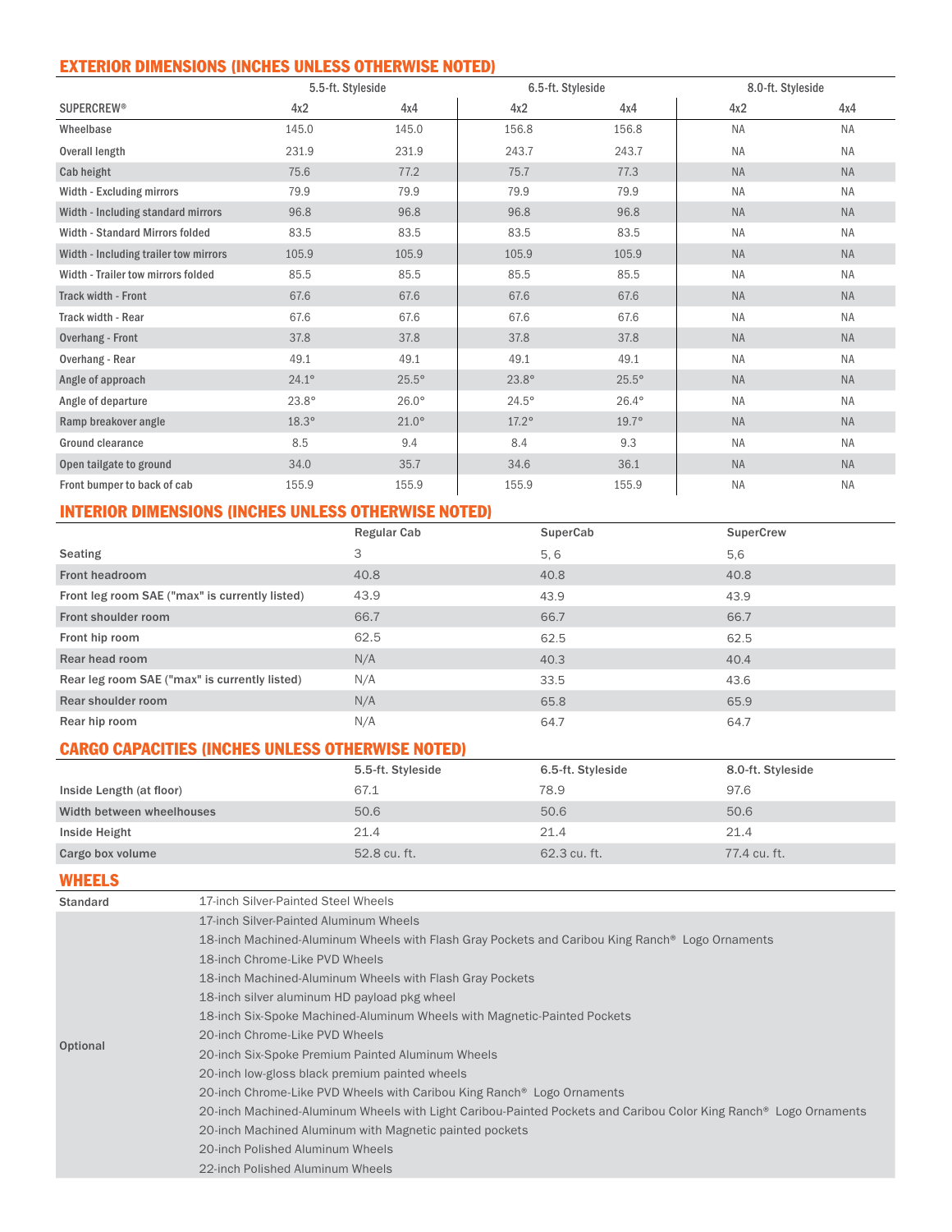## EXTERIOR DIMENSIONS (INCHES UNLESS OTHERWISE NOTED)

| | 5.5-ft. Styleside | | 6.5-ft. Styleside | | 8.0-ft. Styleside | |
|---|---|---|---|---|---|---|
| SUPERCREW® | 4x2 | 4x4 | 4x2 | 4x4 | 4x2 | 4x4 |
| Wheelbase | 145.0 | 145.0 | 156.8 | 156.8 | NA | NA |
| Overall length | 231.9 | 231.9 | 243.7 | 243.7 | NA | NA |
| Cab height | 75.6 | 77.2 | 75.7 | 77.3 | NA | NA |
| Width - Excluding mirrors | 79.9 | 79.9 | 79.9 | 79.9 | NA | NA |
| Width - Including standard mirrors | 96.8 | 96.8 | 96.8 | 96.8 | NA | NA |
| Width - Standard Mirrors folded | 83.5 | 83.5 | 83.5 | 83.5 | NA | NA |
| Width - Including trailer tow mirrors | 105.9 | 105.9 | 105.9 | 105.9 | NA | NA |
| Width - Trailer tow mirrors folded | 85.5 | 85.5 | 85.5 | 85.5 | NA | NA |
| Track width - Front | 67.6 | 67.6 | 67.6 | 67.6 | NA | NA |
| Track width - Rear | 67.6 | 67.6 | 67.6 | 67.6 | NA | NA |
| Overhang - Front | 37.8 | 37.8 | 37.8 | 37.8 | NA | NA |
| Overhang - Rear | 49.1 | 49.1 | 49.1 | 49.1 | NA | NA |
| Angle of approach | 24.1° | 25.5° | 23.8° | 25.5° | NA | NA |
| Angle of departure | 23.8° | 26.0° | 24.5° | 26.4° | NA | NA |
| Ramp breakover angle | 18.3° | 21.0° | 17.2° | 19.7° | NA | NA |
| Ground clearance | 8.5 | 9.4 | 8.4 | 9.3 | NA | NA |
| Open tailgate to ground | 34.0 | 35.7 | 34.6 | 36.1 | NA | NA |
| Front bumper to back of cab | 155.9 | 155.9 | 155.9 | 155.9 | NA | NA |

## INTERIOR DIMENSIONS (INCHES UNLESS OTHERWISE NOTED)

| | Regular Cab | SuperCab | SuperCrew |
|---|---|---|---|
| Seating | 3 | 5, 6 | 5,6 |
| Front headroom | 40.8 | 40.8 | 40.8 |
| Front leg room SAE ("max" is currently listed) | 43.9 | 43.9 | 43.9 |
| Front shoulder room | 66.7 | 66.7 | 66.7 |
| Front hip room | 62.5 | 62.5 | 62.5 |
| Rear head room | N/A | 40.3 | 40.4 |
| Rear leg room SAE ("max" is currently listed) | N/A | 33.5 | 43.6 |
| Rear shoulder room | N/A | 65.8 | 65.9 |
| Rear hip room | N/A | 64.7 | 64.7 |

## CARGO CAPACITIES (INCHES UNLESS OTHERWISE NOTED)

| | 5.5-ft. Styleside | 6.5-ft. Styleside | 8.0-ft. Styleside |
|---|---|---|---|
| Inside Length (at floor) | 67.1 | 78.9 | 97.6 |
| Width between wheelhouses | 50.6 | 50.6 | 50.6 |
| Inside Height | 21.4 | 21.4 | 21.4 |
| Cargo box volume | 52.8 cu. ft. | 62.3 cu. ft. | 77.4 cu. ft. |

## WHEELS

| | |
|---|---|
| Standard | 17-inch Silver-Painted Steel Wheels |
| Optional | 17-inch Silver-Painted Aluminum Wheels |
| | 18-inch Machined-Aluminum Wheels with Flash Gray Pockets and Caribou King Ranch® Logo Ornaments |
| | 18-inch Chrome-Like PVD Wheels |
| | 18-inch Machined-Aluminum Wheels with Flash Gray Pockets |
| | 18-inch silver aluminum HD payload pkg wheel |
| | 18-inch Six-Spoke Machined-Aluminum Wheels with Magnetic-Painted Pockets |
| | 20-inch Chrome-Like PVD Wheels |
| | 20-inch Six-Spoke Premium Painted Aluminum Wheels |
| | 20-inch low-gloss black premium painted wheels |
| | 20-inch Chrome-Like PVD Wheels with Caribou King Ranch® Logo Ornaments |
| | 20-inch Machined-Aluminum Wheels with Light Caribou-Painted Pockets and Caribou Color King Ranch® Logo Ornaments |
| | 20-inch Machined Aluminum with Magnetic painted pockets |
| | 20-inch Polished Aluminum Wheels |
| | 22-inch Polished Aluminum Wheels |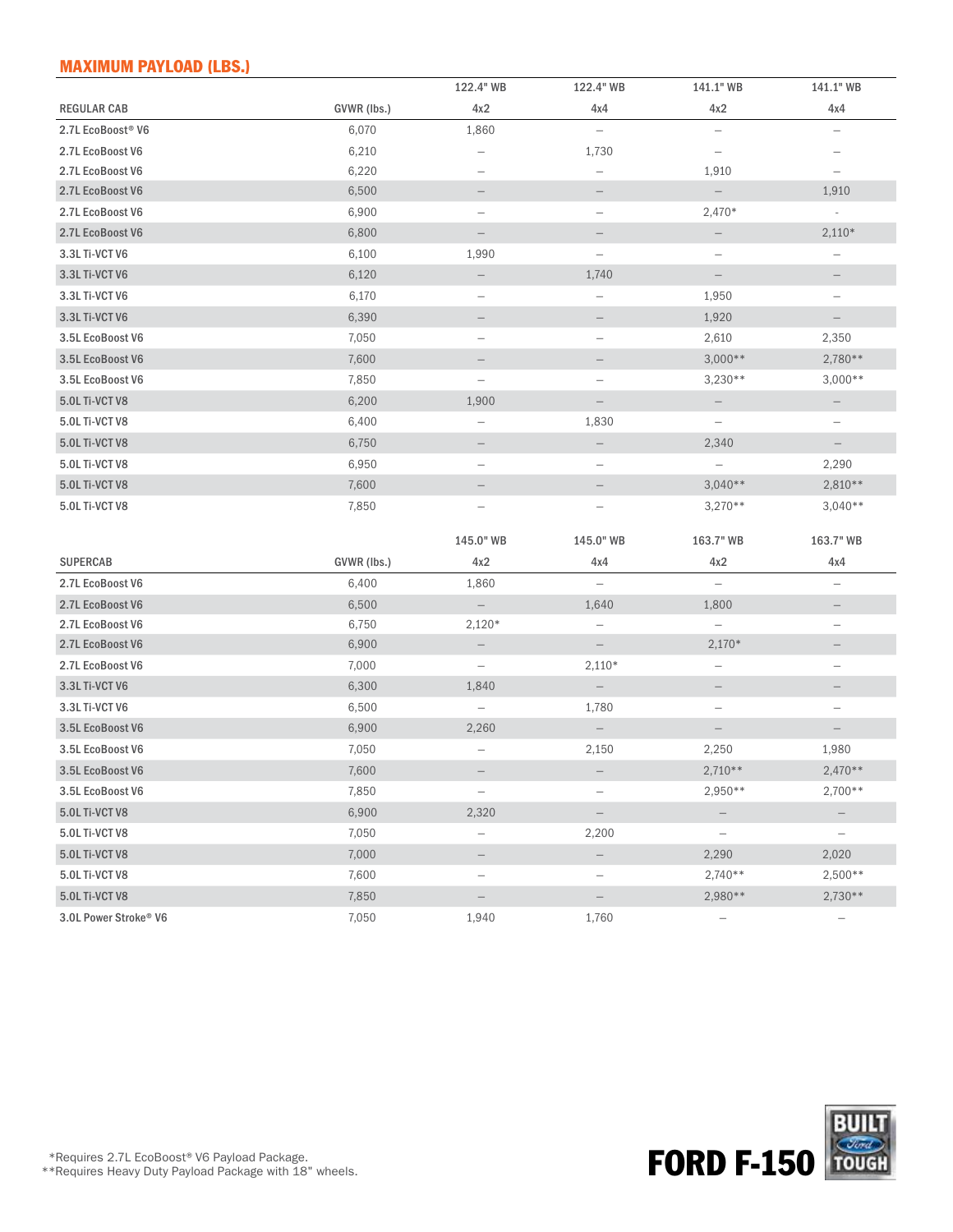## MAXIMUM PAYLOAD (LBS.)

| REGULAR CAB | GVWR (lbs.) | 122.4" WB 4x2 | 122.4" WB 4x4 | 141.1" WB 4x2 | 141.1" WB 4x4 |
|---|---|---|---|---|---|
| 2.7L EcoBoost® V6 | 6,070 | 1,860 | – | – | – |
| 2.7L EcoBoost V6 | 6,210 | – | 1,730 | – | – |
| 2.7L EcoBoost V6 | 6,220 | – | – | 1,910 | – |
| 2.7L EcoBoost V6 | 6,500 | – | – | – | 1,910 |
| 2.7L EcoBoost V6 | 6,900 | – | – | 2,470* | - |
| 2.7L EcoBoost V6 | 6,800 | – | – | – | 2,110* |
| 3.3L Ti-VCT V6 | 6,100 | 1,990 | – | – | – |
| 3.3L Ti-VCT V6 | 6,120 | – | 1,740 | – | – |
| 3.3L Ti-VCT V6 | 6,170 | – | – | 1,950 | – |
| 3.3L Ti-VCT V6 | 6,390 | – | – | 1,920 | – |
| 3.5L EcoBoost V6 | 7,050 | – | – | 2,610 | 2,350 |
| 3.5L EcoBoost V6 | 7,600 | – | – | 3,000** | 2,780** |
| 3.5L EcoBoost V6 | 7,850 | – | – | 3,230** | 3,000** |
| 5.0L Ti-VCT V8 | 6,200 | 1,900 | – | – | – |
| 5.0L Ti-VCT V8 | 6,400 | – | 1,830 | – | – |
| 5.0L Ti-VCT V8 | 6,750 | – | – | 2,340 | – |
| 5.0L Ti-VCT V8 | 6,950 | – | – | – | 2,290 |
| 5.0L Ti-VCT V8 | 7,600 | – | – | 3,040** | 2,810** |
| 5.0L Ti-VCT V8 | 7,850 | – | – | 3,270** | 3,040** |

| SUPERCAB | GVWR (lbs.) | 145.0" WB 4x2 | 145.0" WB 4x4 | 163.7" WB 4x2 | 163.7" WB 4x4 |
|---|---|---|---|---|---|
| 2.7L EcoBoost V6 | 6,400 | 1,860 | – | – | – |
| 2.7L EcoBoost V6 | 6,500 | – | 1,640 | 1,800 | – |
| 2.7L EcoBoost V6 | 6,750 | 2,120* | – | – | – |
| 2.7L EcoBoost V6 | 6,900 | – | – | 2,170* | – |
| 2.7L EcoBoost V6 | 7,000 | – | 2,110* | – | – |
| 3.3L Ti-VCT V6 | 6,300 | 1,840 | – | – | – |
| 3.3L Ti-VCT V6 | 6,500 | – | 1,780 | – | – |
| 3.5L EcoBoost V6 | 6,900 | 2,260 | – | – | – |
| 3.5L EcoBoost V6 | 7,050 | – | 2,150 | 2,250 | 1,980 |
| 3.5L EcoBoost V6 | 7,600 | – | – | 2,710** | 2,470** |
| 3.5L EcoBoost V6 | 7,850 | – | – | 2,950** | 2,700** |
| 5.0L Ti-VCT V8 | 6,900 | 2,320 | – | – | – |
| 5.0L Ti-VCT V8 | 7,050 | – | 2,200 | – | – |
| 5.0L Ti-VCT V8 | 7,000 | – | – | 2,290 | 2,020 |
| 5.0L Ti-VCT V8 | 7,600 | – | – | 2,740** | 2,500** |
| 5.0L Ti-VCT V8 | 7,850 | – | – | 2,980** | 2,730** |
| 3.0L Power Stroke® V6 | 7,050 | 1,940 | 1,760 | – | – |

*Requires 2.7L EcoBoost® V6 Payload Package.
**Requires Heavy Duty Payload Package with 18" wheels.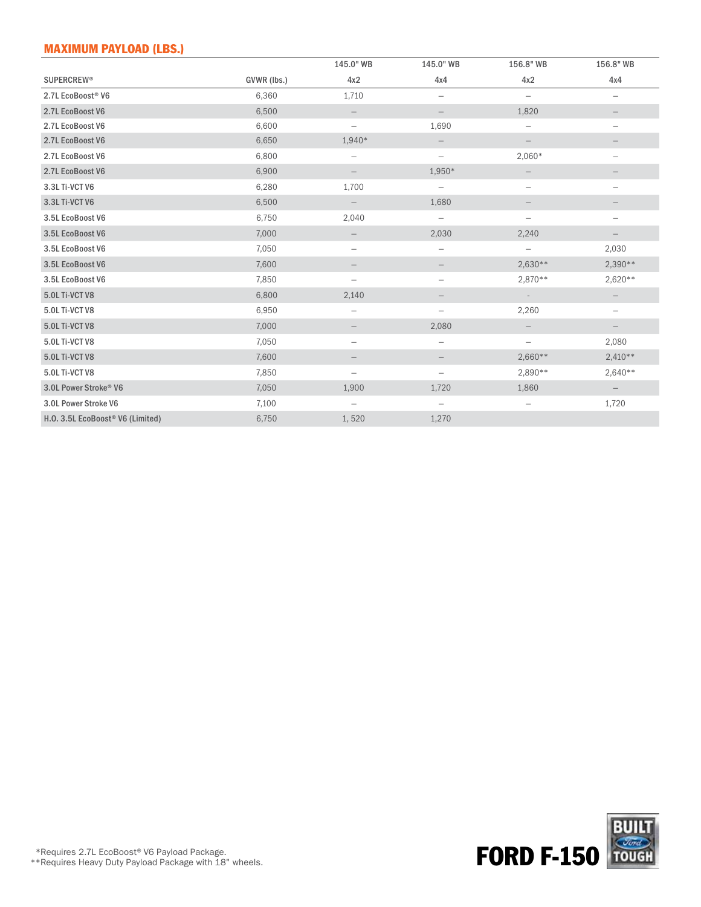## MAXIMUM PAYLOAD (LBS.)

| SUPERCREW® | GVWR (lbs.) | 145.0" WB 4x2 | 145.0" WB 4x4 | 156.8" WB 4x2 | 156.8" WB 4x4 |
|---|---|---|---|---|---|
| 2.7L EcoBoost® V6 | 6,360 | 1,710 | – | – | – |
| 2.7L EcoBoost V6 | 6,500 | – | – | 1,820 | – |
| 2.7L EcoBoost V6 | 6,600 | – | 1,690 | – | – |
| 2.7L EcoBoost V6 | 6,650 | 1,940* | – | – | – |
| 2.7L EcoBoost V6 | 6,800 | – | – | 2,060* | – |
| 2.7L EcoBoost V6 | 6,900 | – | 1,950* | – | – |
| 3.3L Ti-VCT V6 | 6,280 | 1,700 | – | – | – |
| 3.3L Ti-VCT V6 | 6,500 | – | 1,680 | – | – |
| 3.5L EcoBoost V6 | 6,750 | 2,040 | – | – | – |
| 3.5L EcoBoost V6 | 7,000 | – | 2,030 | 2,240 | – |
| 3.5L EcoBoost V6 | 7,050 | – | – | – | 2,030 |
| 3.5L EcoBoost V6 | 7,600 | – | – | 2,630** | 2,390** |
| 3.5L EcoBoost V6 | 7,850 | – | – | 2,870** | 2,620** |
| 5.0L Ti-VCT V8 | 6,800 | 2,140 | – | - | – |
| 5.0L Ti-VCT V8 | 6,950 | – | – | 2,260 | – |
| 5.0L Ti-VCT V8 | 7,000 | – | 2,080 | – | – |
| 5.0L Ti-VCT V8 | 7,050 | – | – | – | 2,080 |
| 5.0L Ti-VCT V8 | 7,600 | – | – | 2,660** | 2,410** |
| 5.0L Ti-VCT V8 | 7,850 | – | – | 2,890** | 2,640** |
| 3.0L Power Stroke® V6 | 7,050 | 1,900 | 1,720 | 1,860 | – |
| 3.0L Power Stroke V6 | 7,100 | – | – | – | 1,720 |
| H.O. 3.5L EcoBoost® V6 (Limited) | 6,750 | 1, 520 | 1,270 | | |

*Requires 2.7L EcoBoost® V6 Payload Package.
**Requires Heavy Duty Payload Package with 18" wheels.

FORD F-150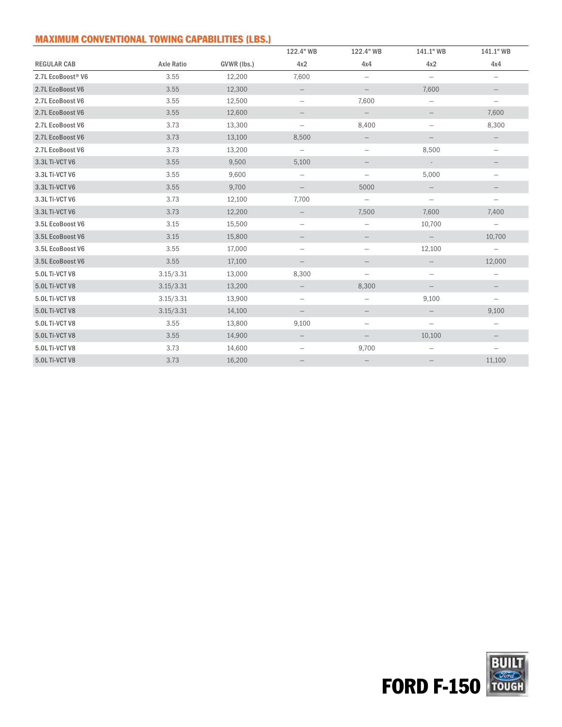## MAXIMUM CONVENTIONAL TOWING CAPABILITIES (LBS.)

| REGULAR CAB | Axle Ratio | GVWR (lbs.) | 122.4" WB 4x2 | 122.4" WB 4x4 | 141.1" WB 4x2 | 141.1" WB 4x4 |
|---|---|---|---|---|---|---|
| 2.7L EcoBoost® V6 | 3.55 | 12,200 | 7,600 | – | – | – |
| 2.7L EcoBoost V6 | 3.55 | 12,300 | – | – | 7,600 | – |
| 2.7L EcoBoost V6 | 3.55 | 12,500 | – | 7,600 | – | – |
| 2.7L EcoBoost V6 | 3.55 | 12,600 | – | – | – | 7,600 |
| 2.7L EcoBoost V6 | 3.73 | 13,300 | – | 8,400 | – | 8,300 |
| 2.7L EcoBoost V6 | 3.73 | 13,100 | 8,500 | – | – | – |
| 2.7L EcoBoost V6 | 3.73 | 13,200 | – | – | 8,500 | – |
| 3.3L Ti-VCT V6 | 3.55 | 9,500 | 5,100 | – | - | – |
| 3.3L Ti-VCT V6 | 3.55 | 9,600 | – | – | 5,000 | – |
| 3.3L Ti-VCT V6 | 3.55 | 9,700 | – | 5000 | – | – |
| 3.3L Ti-VCT V6 | 3.73 | 12,100 | 7,700 | – | – | – |
| 3.3L Ti-VCT V6 | 3.73 | 12,200 | – | 7,500 | 7,600 | 7,400 |
| 3.5L EcoBoost V6 | 3.15 | 15,500 | – | – | 10,700 | – |
| 3.5L EcoBoost V6 | 3.15 | 15,800 | – | – | – | 10,700 |
| 3.5L EcoBoost V6 | 3.55 | 17,000 | – | – | 12,100 | – |
| 3.5L EcoBoost V6 | 3.55 | 17,100 | – | – | – | 12,000 |
| 5.0L Ti-VCT V8 | 3.15/3.31 | 13,000 | 8,300 | – | – | – |
| 5.0L Ti-VCT V8 | 3.15/3.31 | 13,200 | – | 8,300 | – | – |
| 5.0L Ti-VCT V8 | 3.15/3.31 | 13,900 | – | – | 9,100 | – |
| 5.0L Ti-VCT V8 | 3.15/3.31 | 14,100 | – | – | – | 9,100 |
| 5.0L Ti-VCT V8 | 3.55 | 13,800 | 9,100 | – | – | – |
| 5.0L Ti-VCT V8 | 3.55 | 14,900 | – | – | 10,100 | – |
| 5.0L Ti-VCT V8 | 3.73 | 14,600 | – | 9,700 | – | – |
| 5.0L Ti-VCT V8 | 3.73 | 16,200 | – | – | – | 11,100 |

FORD F-150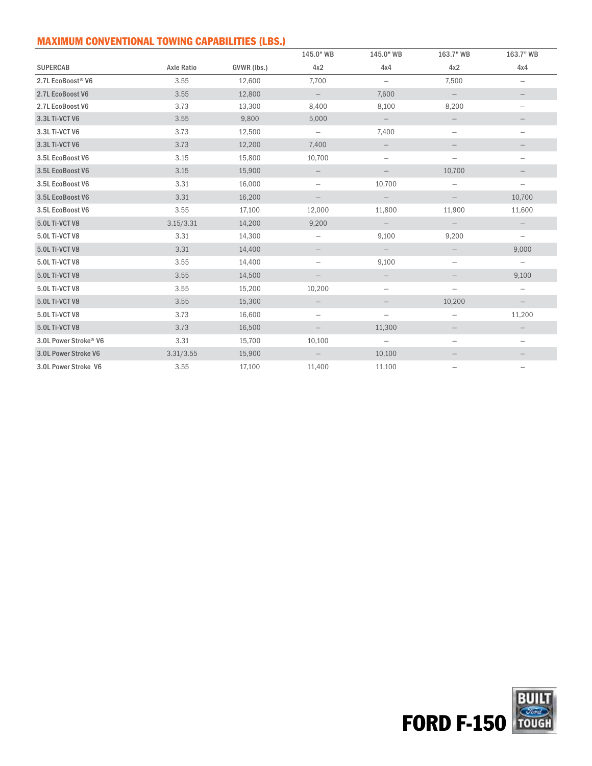## MAXIMUM CONVENTIONAL TOWING CAPABILITIES (LBS.)

| SUPERCAB | Axle Ratio | GVWR (lbs.) | 145.0" WB 4x2 | 145.0" WB 4x4 | 163.7" WB 4x2 | 163.7" WB 4x4 |
|---|---|---|---|---|---|---|
| 2.7L EcoBoost® V6 | 3.55 | 12,600 | 7,700 | – | 7,500 | – |
| 2.7L EcoBoost V6 | 3.55 | 12,800 | – | 7,600 | – | – |
| 2.7L EcoBoost V6 | 3.73 | 13,300 | 8,400 | 8,100 | 8,200 | – |
| 3.3L Ti-VCT V6 | 3.55 | 9,800 | 5,000 | – | – | – |
| 3.3L Ti-VCT V6 | 3.73 | 12,500 | – | 7,400 | – | – |
| 3.3L Ti-VCT V6 | 3.73 | 12,200 | 7,400 | – | – | – |
| 3.5L EcoBoost V6 | 3.15 | 15,800 | 10,700 | – | – | – |
| 3.5L EcoBoost V6 | 3.15 | 15,900 | – | – | 10,700 | – |
| 3.5L EcoBoost V6 | 3.31 | 16,000 | – | 10,700 | – | – |
| 3.5L EcoBoost V6 | 3.31 | 16,200 | – | – | – | 10,700 |
| 3.5L EcoBoost V6 | 3.55 | 17,100 | 12,000 | 11,800 | 11,900 | 11,600 |
| 5.0L Ti-VCT V8 | 3.15/3.31 | 14,200 | 9,200 | – | – | – |
| 5.0L Ti-VCT V8 | 3.31 | 14,300 | – | 9,100 | 9,200 | – |
| 5.0L Ti-VCT V8 | 3.31 | 14,400 | – | – | – | 9,000 |
| 5.0L Ti-VCT V8 | 3.55 | 14,400 | – | 9,100 | – | – |
| 5.0L Ti-VCT V8 | 3.55 | 14,500 | – | – | – | 9,100 |
| 5.0L Ti-VCT V8 | 3.55 | 15,200 | 10,200 | – | – | – |
| 5.0L Ti-VCT V8 | 3.55 | 15,300 | – | – | 10,200 | – |
| 5.0L Ti-VCT V8 | 3.73 | 16,600 | – | – | – | 11,200 |
| 5.0L Ti-VCT V8 | 3.73 | 16,500 | – | 11,300 | – | – |
| 3.0L Power Stroke® V6 | 3.31 | 15,700 | 10,100 | – | – | – |
| 3.0L Power Stroke V6 | 3.31/3.55 | 15,900 | – | 10,100 | – | – |
| 3.0L Power Stroke V6 | 3.55 | 17,100 | 11,400 | 11,100 | – | – |

FORD F-150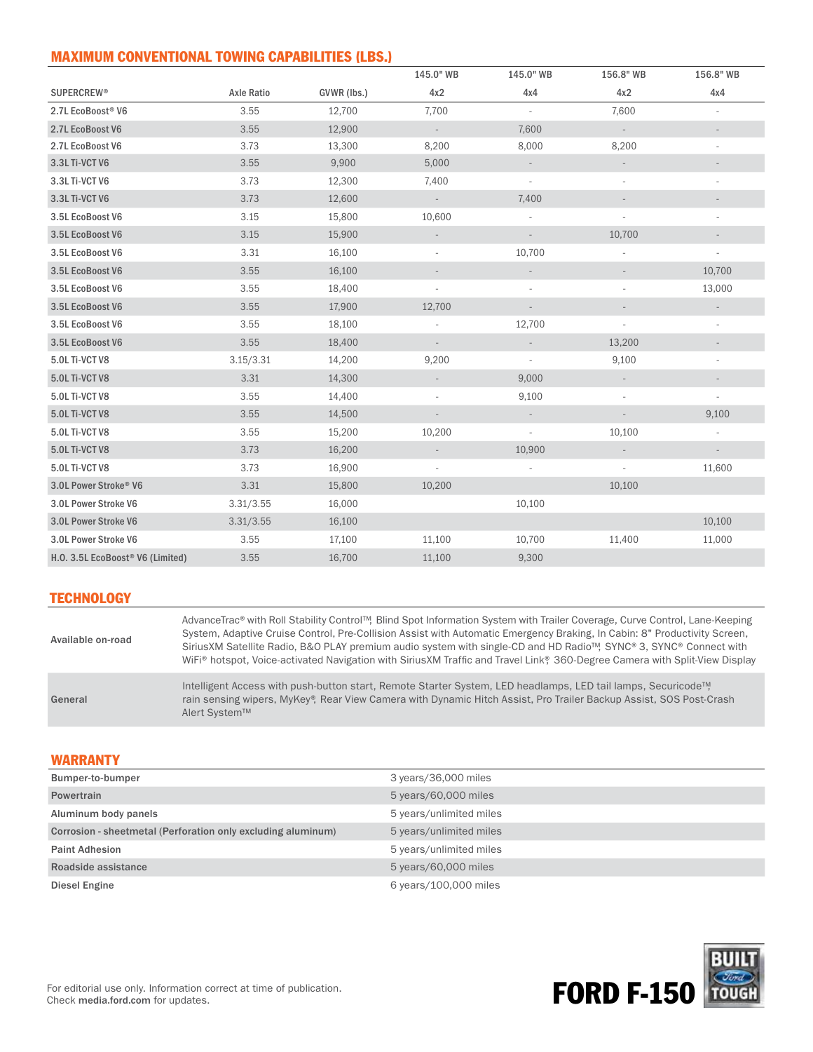## MAXIMUM CONVENTIONAL TOWING CAPABILITIES (LBS.)

| SUPERCREW® | Axle Ratio | GVWR (lbs.) | 145.0" WB 4x2 | 145.0" WB 4x4 | 156.8" WB 4x2 | 156.8" WB 4x4 |
|---|---|---|---|---|---|---|
| 2.7L EcoBoost® V6 | 3.55 | 12,700 | 7,700 | - | 7,600 | - |
| 2.7L EcoBoost V6 | 3.55 | 12,900 | - | 7,600 | - | - |
| 2.7L EcoBoost V6 | 3.73 | 13,300 | 8,200 | 8,000 | 8,200 | - |
| 3.3L Ti-VCT V6 | 3.55 | 9,900 | 5,000 | - | - | - |
| 3.3L Ti-VCT V6 | 3.73 | 12,300 | 7,400 | - | - | - |
| 3.3L Ti-VCT V6 | 3.73 | 12,600 | - | 7,400 | - | - |
| 3.5L EcoBoost V6 | 3.15 | 15,800 | 10,600 | - | - | - |
| 3.5L EcoBoost V6 | 3.15 | 15,900 | - | - | 10,700 | - |
| 3.5L EcoBoost V6 | 3.31 | 16,100 | - | 10,700 | - | - |
| 3.5L EcoBoost V6 | 3.55 | 16,100 | - | - | - | 10,700 |
| 3.5L EcoBoost V6 | 3.55 | 18,400 | - | - | - | 13,000 |
| 3.5L EcoBoost V6 | 3.55 | 17,900 | 12,700 | - | - | - |
| 3.5L EcoBoost V6 | 3.55 | 18,100 | - | 12,700 | - | - |
| 3.5L EcoBoost V6 | 3.55 | 18,400 | - | - | 13,200 | - |
| 5.0L Ti-VCT V8 | 3.15/3.31 | 14,200 | 9,200 | - | 9,100 | - |
| 5.0L Ti-VCT V8 | 3.31 | 14,300 | - | 9,000 | - | - |
| 5.0L Ti-VCT V8 | 3.55 | 14,400 | - | 9,100 | - | - |
| 5.0L Ti-VCT V8 | 3.55 | 14,500 | - | - | - | 9,100 |
| 5.0L Ti-VCT V8 | 3.55 | 15,200 | 10,200 | - | 10,100 | - |
| 5.0L Ti-VCT V8 | 3.73 | 16,200 | - | 10,900 | - | - |
| 5.0L Ti-VCT V8 | 3.73 | 16,900 | - | - | - | 11,600 |
| 3.0L Power Stroke® V6 | 3.31 | 15,800 | 10,200 | | 10,100 | |
| 3.0L Power Stroke V6 | 3.31/3.55 | 16,000 | | 10,100 | | |
| 3.0L Power Stroke V6 | 3.31/3.55 | 16,100 | | | | 10,100 |
| 3.0L Power Stroke V6 | 3.55 | 17,100 | 11,100 | 10,700 | 11,400 | 11,000 |
| H.O. 3.5L EcoBoost® V6 (Limited) | 3.55 | 16,700 | 11,100 | 9,300 | | |

## TECHNOLOGY

| | |
|---|---|
| Available on-road | AdvanceTrac® with Roll Stability Control™, Blind Spot Information System with Trailer Coverage, Curve Control, Lane-Keeping System, Adaptive Cruise Control, Pre-Collision Assist with Automatic Emergency Braking, In Cabin: 8" Productivity Screen, SiriusXM Satellite Radio, B&O PLAY premium audio system with single-CD and HD Radio™, SYNC® 3, SYNC® Connect with WiFi® hotspot, Voice-activated Navigation with SiriusXM Traffic and Travel Link®, 360-Degree Camera with Split-View Display |
| General | Intelligent Access with push-button start, Remote Starter System, LED headlamps, LED tail lamps, Securicode™, rain sensing wipers, MyKey®, Rear View Camera with Dynamic Hitch Assist, Pro Trailer Backup Assist, SOS Post-Crash Alert System™ |

## WARRANTY

| | |
|---|---|
| Bumper-to-bumper | 3 years/36,000 miles |
| Powertrain | 5 years/60,000 miles |
| Aluminum body panels | 5 years/unlimited miles |
| Corrosion - sheetmetal (Perforation only excluding aluminum) | 5 years/unlimited miles |
| Paint Adhesion | 5 years/unlimited miles |
| Roadside assistance | 5 years/60,000 miles |
| Diesel Engine | 6 years/100,000 miles |

For editorial use only. Information correct at time of publication.
Check **media.ford.com** for updates.

**FORD F-150**